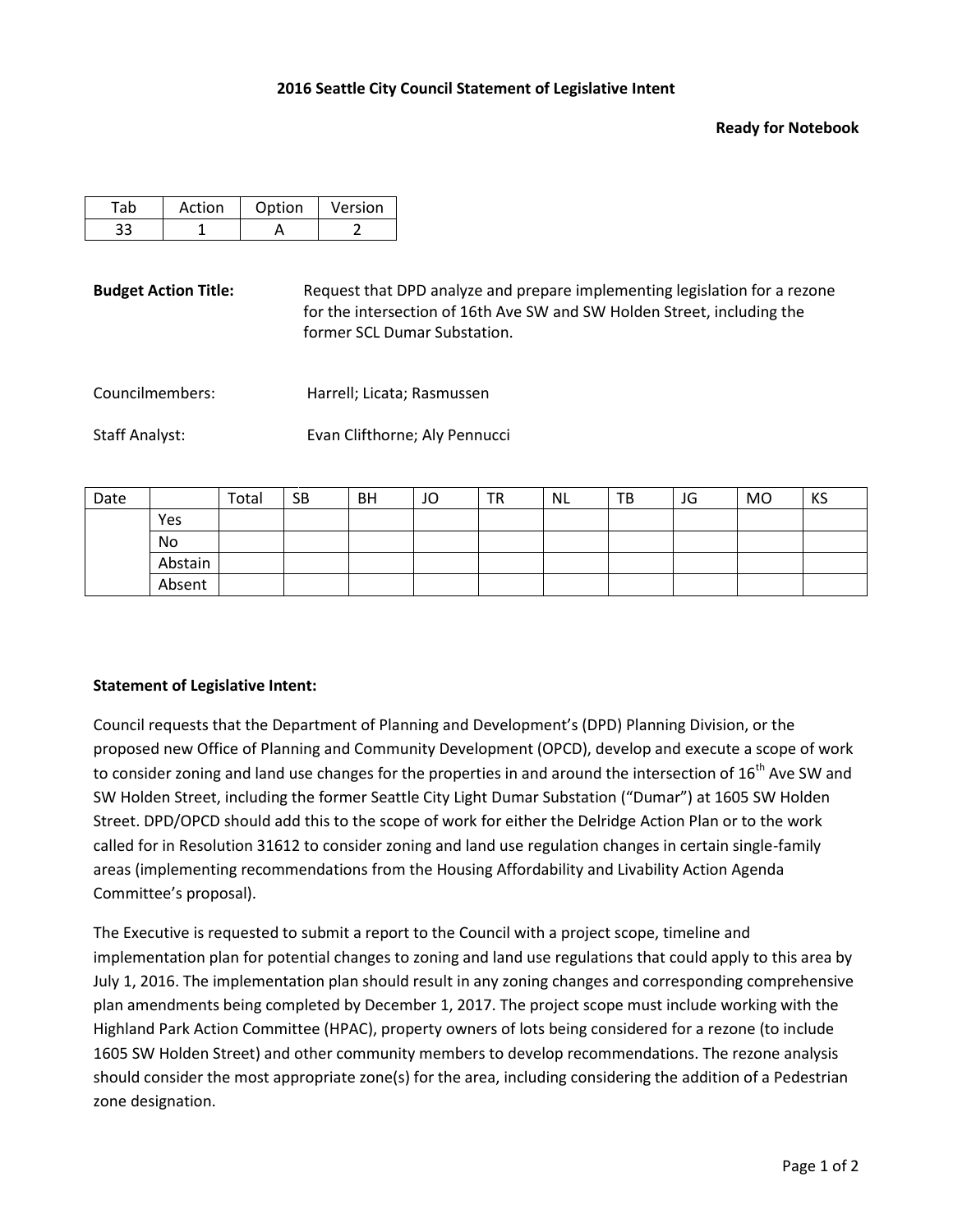**2016 Seattle City Council Statement of Legislative Intent**

**Ready for Notebook**

| Tab | Action | Option | Version |
|---|---|---|---|
| 33 | 1 | A | 2 |

**Budget Action Title:** Request that DPD analyze and prepare implementing legislation for a rezone for the intersection of 16th Ave SW and SW Holden Street, including the former SCL Dumar Substation.

Councilmembers: Harrell; Licata; Rasmussen

Staff Analyst: Evan Clifthorne; Aly Pennucci

| Date | | Total | SB | BH | JO | TR | NL | TB | JG | MO | KS |
|---|---|---|---|---|---|---|---|---|---|---|---|
| | Yes | | | | | | | | | | |
| | No | | | | | | | | | | |
| | Abstain | | | | | | | | | | |
| | Absent | | | | | | | | | | |

**Statement of Legislative Intent:**

Council requests that the Department of Planning and Development's (DPD) Planning Division, or the proposed new Office of Planning and Community Development (OPCD), develop and execute a scope of work to consider zoning and land use changes for the properties in and around the intersection of 16th Ave SW and SW Holden Street, including the former Seattle City Light Dumar Substation ("Dumar") at 1605 SW Holden Street. DPD/OPCD should add this to the scope of work for either the Delridge Action Plan or to the work called for in Resolution 31612 to consider zoning and land use regulation changes in certain single-family areas (implementing recommendations from the Housing Affordability and Livability Action Agenda Committee's proposal).

The Executive is requested to submit a report to the Council with a project scope, timeline and implementation plan for potential changes to zoning and land use regulations that could apply to this area by July 1, 2016. The implementation plan should result in any zoning changes and corresponding comprehensive plan amendments being completed by December 1, 2017. The project scope must include working with the Highland Park Action Committee (HPAC), property owners of lots being considered for a rezone (to include 1605 SW Holden Street) and other community members to develop recommendations. The rezone analysis should consider the most appropriate zone(s) for the area, including considering the addition of a Pedestrian zone designation.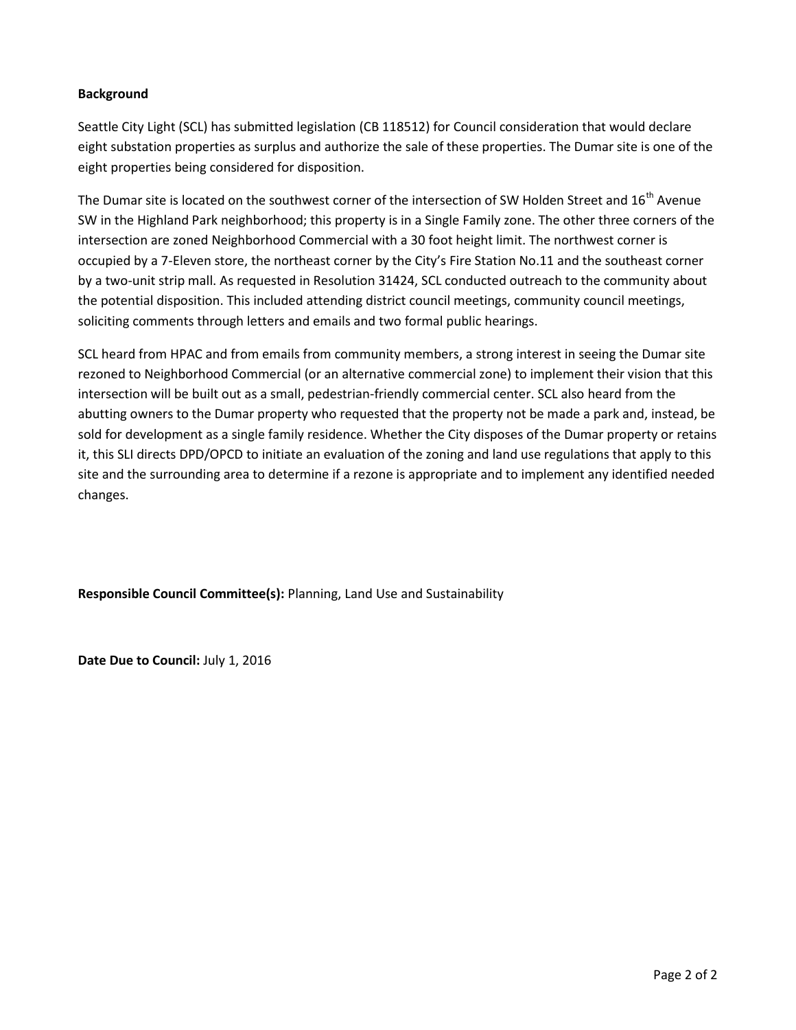**Background**

Seattle City Light (SCL) has submitted legislation (CB 118512) for Council consideration that would declare eight substation properties as surplus and authorize the sale of these properties. The Dumar site is one of the eight properties being considered for disposition.

The Dumar site is located on the southwest corner of the intersection of SW Holden Street and 16th Avenue SW in the Highland Park neighborhood; this property is in a Single Family zone. The other three corners of the intersection are zoned Neighborhood Commercial with a 30 foot height limit. The northwest corner is occupied by a 7-Eleven store, the northeast corner by the City's Fire Station No.11 and the southeast corner by a two-unit strip mall. As requested in Resolution 31424, SCL conducted outreach to the community about the potential disposition. This included attending district council meetings, community council meetings, soliciting comments through letters and emails and two formal public hearings.

SCL heard from HPAC and from emails from community members, a strong interest in seeing the Dumar site rezoned to Neighborhood Commercial (or an alternative commercial zone) to implement their vision that this intersection will be built out as a small, pedestrian-friendly commercial center. SCL also heard from the abutting owners to the Dumar property who requested that the property not be made a park and, instead, be sold for development as a single family residence. Whether the City disposes of the Dumar property or retains it, this SLI directs DPD/OPCD to initiate an evaluation of the zoning and land use regulations that apply to this site and the surrounding area to determine if a rezone is appropriate and to implement any identified needed changes.

**Responsible Council Committee(s):** Planning, Land Use and Sustainability

**Date Due to Council:** July 1, 2016